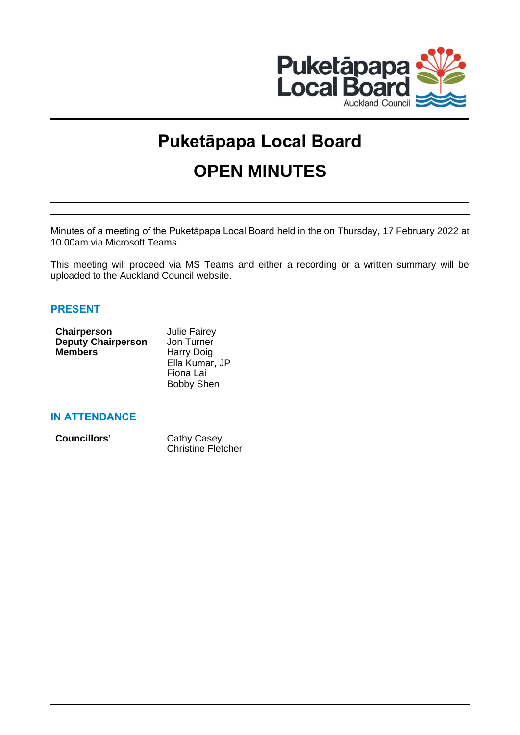# Puketāpapa Local Board

# OPEN MINUTES

Minutes of a meeting of the Puketāpapa Local Board held in the on Thursday, 17 February 2022 at 10.00am via Microsoft Teams.

This meeting will proceed via MS Teams and either a recording or a written summary will be uploaded to the Auckland Council website.

## PRESENT

| | |
|---|---|
| **Chairperson** | Julie Fairey |
| **Deputy Chairperson** | Jon Turner |
| **Members** | Harry Doig |
| | Ella Kumar, JP |
| | Fiona Lai |
| | Bobby Shen |

## IN ATTENDANCE

| | |
|---|---|
| **Councillors'** | Cathy Casey |
| | Christine Fletcher |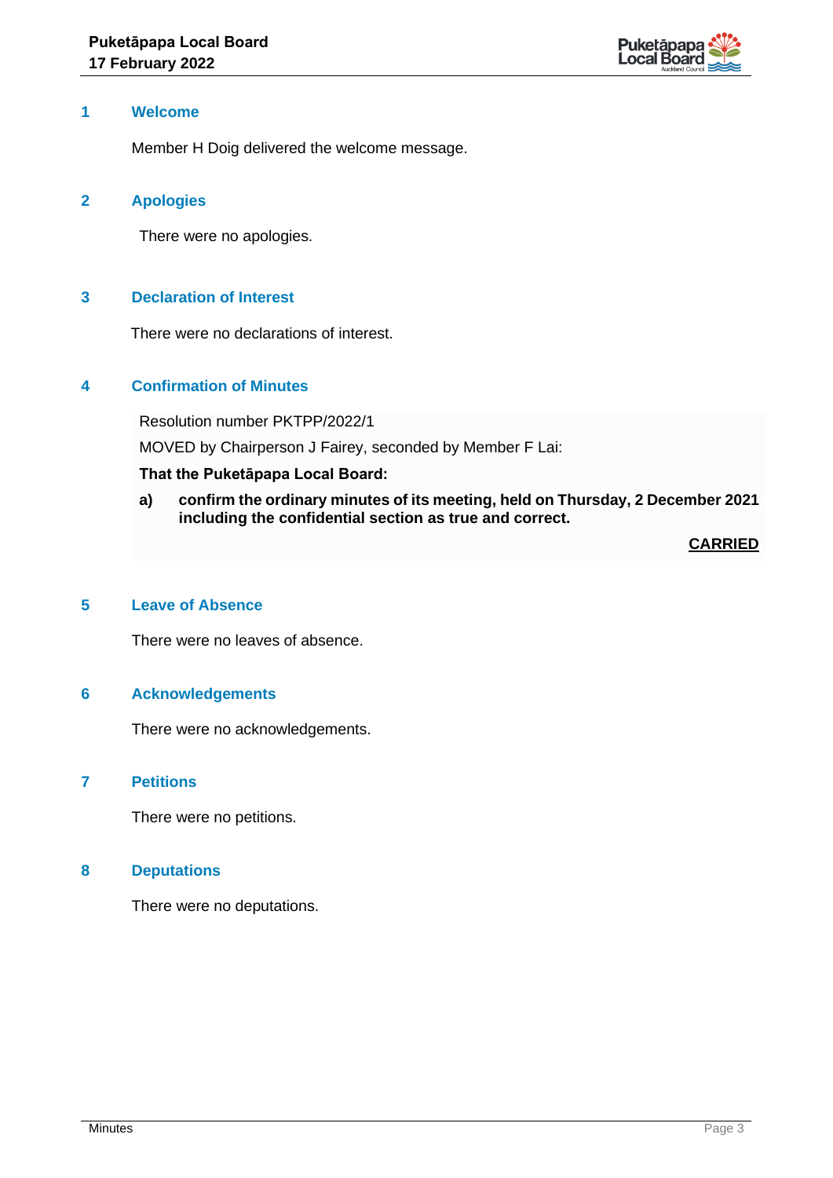## 1 Welcome

Member H Doig delivered the welcome message.

## 2 Apologies

There were no apologies.

## 3 Declaration of Interest

There were no declarations of interest.

## 4 Confirmation of Minutes

Resolution number PKTPP/2022/1

MOVED by Chairperson J Fairey, seconded by Member F Lai:

**That the Puketāpapa Local Board:**

**a) confirm the ordinary minutes of its meeting, held on Thursday, 2 December 2021 including the confidential section as true and correct.**

**CARRIED**

## 5 Leave of Absence

There were no leaves of absence.

## 6 Acknowledgements

There were no acknowledgements.

## 7 Petitions

There were no petitions.

## 8 Deputations

There were no deputations.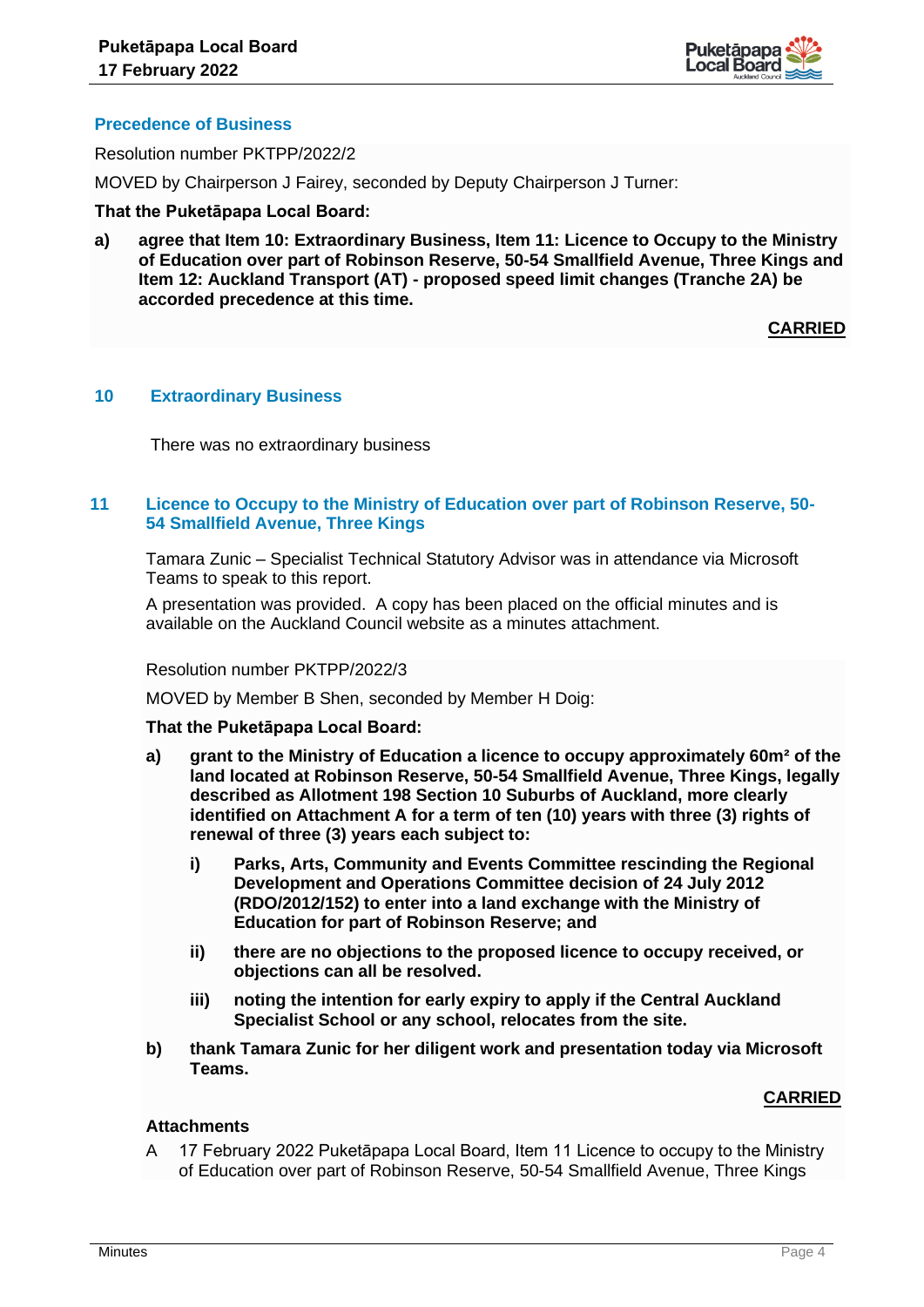## Precedence of Business

Resolution number PKTPP/2022/2

MOVED by Chairperson J Fairey, seconded by Deputy Chairperson J Turner:

**That the Puketāpapa Local Board:**

**a) agree that Item 10: Extraordinary Business, Item 11: Licence to Occupy to the Ministry of Education over part of Robinson Reserve, 50-54 Smallfield Avenue, Three Kings and Item 12: Auckland Transport (AT) - proposed speed limit changes (Tranche 2A) be accorded precedence at this time.**

**CARRIED**

## 10 Extraordinary Business

There was no extraordinary business

## 11 Licence to Occupy to the Ministry of Education over part of Robinson Reserve, 50-54 Smallfield Avenue, Three Kings

Tamara Zunic – Specialist Technical Statutory Advisor was in attendance via Microsoft Teams to speak to this report.

A presentation was provided. A copy has been placed on the official minutes and is available on the Auckland Council website as a minutes attachment.

Resolution number PKTPP/2022/3

MOVED by Member B Shen, seconded by Member H Doig:

**That the Puketāpapa Local Board:**

**a) grant to the Ministry of Education a licence to occupy approximately 60m² of the land located at Robinson Reserve, 50-54 Smallfield Avenue, Three Kings, legally described as Allotment 198 Section 10 Suburbs of Auckland, more clearly identified on Attachment A for a term of ten (10) years with three (3) rights of renewal of three (3) years each subject to:**

**i) Parks, Arts, Community and Events Committee rescinding the Regional Development and Operations Committee decision of 24 July 2012 (RDO/2012/152) to enter into a land exchange with the Ministry of Education for part of Robinson Reserve; and**

**ii) there are no objections to the proposed licence to occupy received, or objections can all be resolved.**

**iii) noting the intention for early expiry to apply if the Central Auckland Specialist School or any school, relocates from the site.**

**b) thank Tamara Zunic for her diligent work and presentation today via Microsoft Teams.**

**CARRIED**

**Attachments**

A 17 February 2022 Puketāpapa Local Board, Item 11 Licence to occupy to the Ministry of Education over part of Robinson Reserve, 50-54 Smallfield Avenue, Three Kings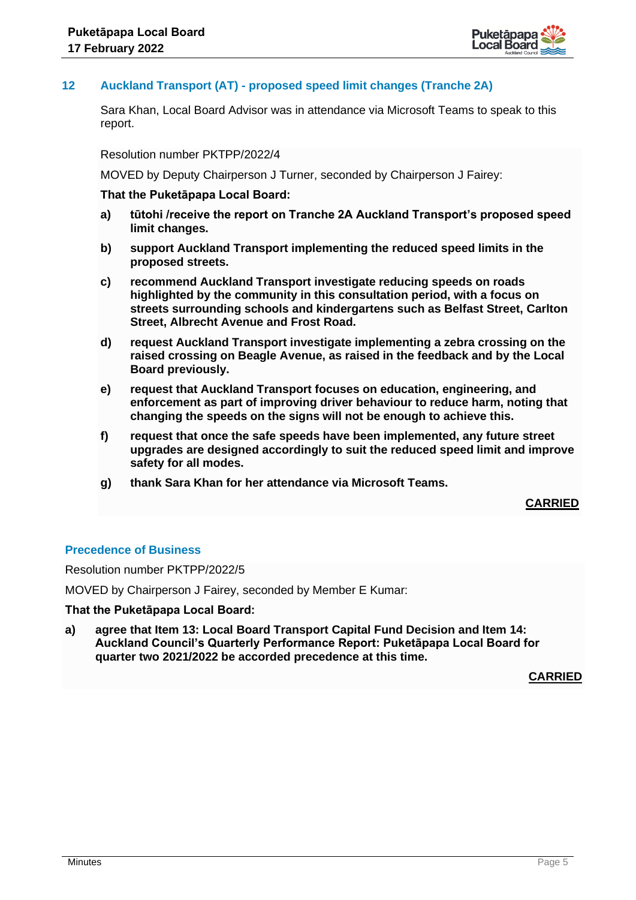## 12 Auckland Transport (AT) - proposed speed limit changes (Tranche 2A)

Sara Khan, Local Board Advisor was in attendance via Microsoft Teams to speak to this report.

Resolution number PKTPP/2022/4

MOVED by Deputy Chairperson J Turner, seconded by Chairperson J Fairey:

**That the Puketāpapa Local Board:**

**a) tūtohi /receive the report on Tranche 2A Auckland Transport's proposed speed limit changes.**

**b) support Auckland Transport implementing the reduced speed limits in the proposed streets.**

**c) recommend Auckland Transport investigate reducing speeds on roads highlighted by the community in this consultation period, with a focus on streets surrounding schools and kindergartens such as Belfast Street, Carlton Street, Albrecht Avenue and Frost Road.**

**d) request Auckland Transport investigate implementing a zebra crossing on the raised crossing on Beagle Avenue, as raised in the feedback and by the Local Board previously.**

**e) request that Auckland Transport focuses on education, engineering, and enforcement as part of improving driver behaviour to reduce harm, noting that changing the speeds on the signs will not be enough to achieve this.**

**f) request that once the safe speeds have been implemented, any future street upgrades are designed accordingly to suit the reduced speed limit and improve safety for all modes.**

**g) thank Sara Khan for her attendance via Microsoft Teams.**

**CARRIED**

### Precedence of Business

Resolution number PKTPP/2022/5

MOVED by Chairperson J Fairey, seconded by Member E Kumar:

**That the Puketāpapa Local Board:**

**a) agree that Item 13: Local Board Transport Capital Fund Decision and Item 14: Auckland Council's Quarterly Performance Report: Puketāpapa Local Board for quarter two 2021/2022 be accorded precedence at this time.**

**CARRIED**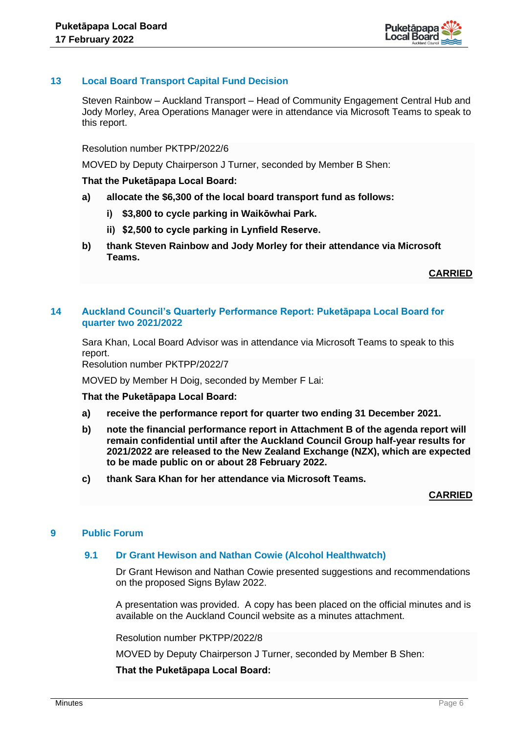## 13 Local Board Transport Capital Fund Decision

Steven Rainbow – Auckland Transport – Head of Community Engagement Central Hub and Jody Morley, Area Operations Manager were in attendance via Microsoft Teams to speak to this report.

Resolution number PKTPP/2022/6

MOVED by Deputy Chairperson J Turner, seconded by Member B Shen:

**That the Puketāpapa Local Board:**

**a) allocate the $6,300 of the local board transport fund as follows:**

**i) $3,800 to cycle parking in Waikōwhai Park.**

**ii) $2,500 to cycle parking in Lynfield Reserve.**

**b) thank Steven Rainbow and Jody Morley for their attendance via Microsoft Teams.**

**CARRIED**

## 14 Auckland Council's Quarterly Performance Report: Puketāpapa Local Board for quarter two 2021/2022

Sara Khan, Local Board Advisor was in attendance via Microsoft Teams to speak to this report.

Resolution number PKTPP/2022/7

MOVED by Member H Doig, seconded by Member F Lai:

**That the Puketāpapa Local Board:**

**a) receive the performance report for quarter two ending 31 December 2021.**

**b) note the financial performance report in Attachment B of the agenda report will remain confidential until after the Auckland Council Group half-year results for 2021/2022 are released to the New Zealand Exchange (NZX), which are expected to be made public on or about 28 February 2022.**

**c) thank Sara Khan for her attendance via Microsoft Teams.**

**CARRIED**

## 9 Public Forum

### 9.1 Dr Grant Hewison and Nathan Cowie (Alcohol Healthwatch)

Dr Grant Hewison and Nathan Cowie presented suggestions and recommendations on the proposed Signs Bylaw 2022.

A presentation was provided. A copy has been placed on the official minutes and is available on the Auckland Council website as a minutes attachment.

Resolution number PKTPP/2022/8

MOVED by Deputy Chairperson J Turner, seconded by Member B Shen:

**That the Puketāpapa Local Board:**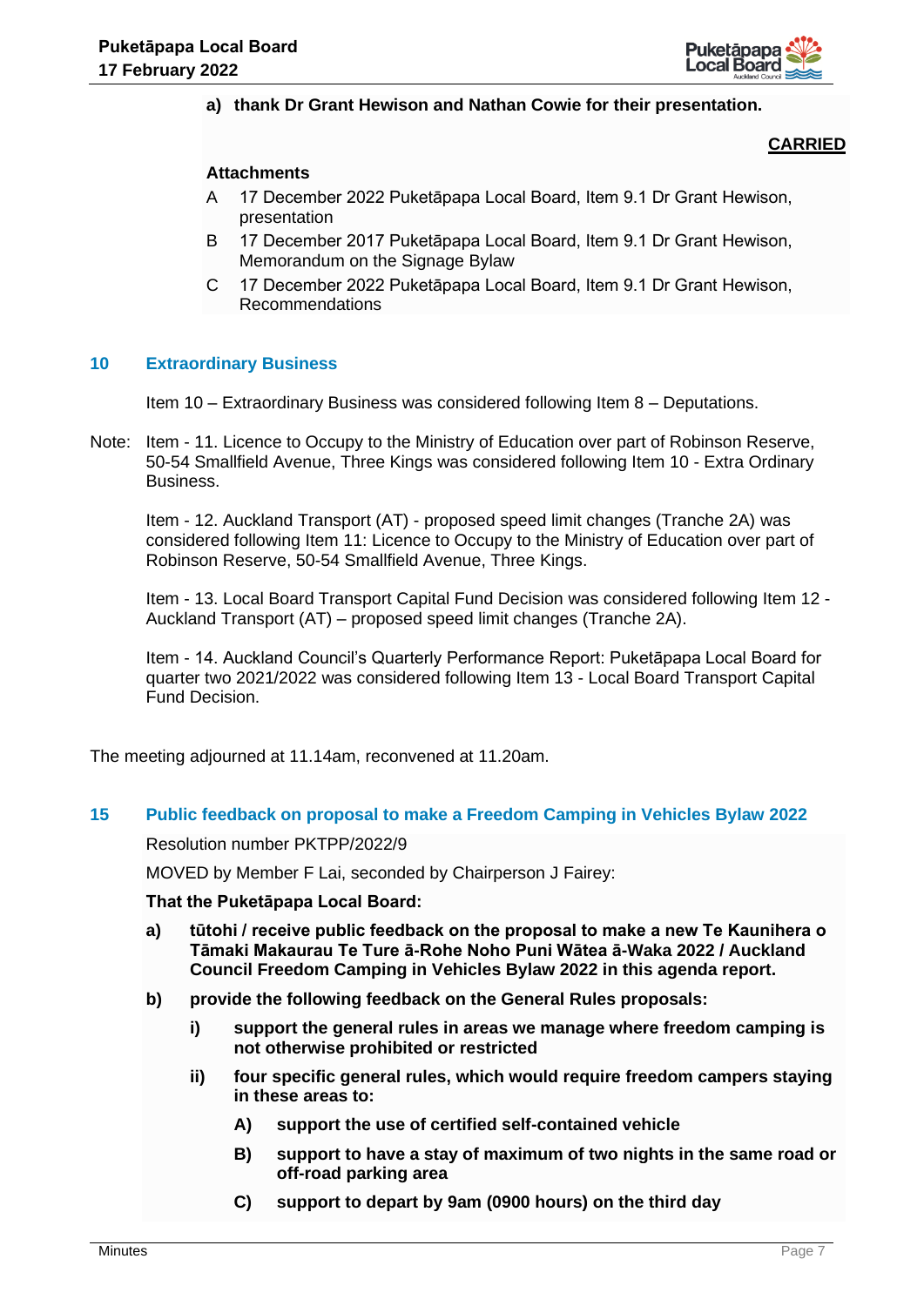**a) thank Dr Grant Hewison and Nathan Cowie for their presentation.**

**CARRIED**

**Attachments**

A 17 December 2022 Puketāpapa Local Board, Item 9.1 Dr Grant Hewison, presentation

B 17 December 2017 Puketāpapa Local Board, Item 9.1 Dr Grant Hewison, Memorandum on the Signage Bylaw

C 17 December 2022 Puketāpapa Local Board, Item 9.1 Dr Grant Hewison, Recommendations

## 10 Extraordinary Business

Item 10 – Extraordinary Business was considered following Item 8 – Deputations.

Note: Item - 11. Licence to Occupy to the Ministry of Education over part of Robinson Reserve, 50-54 Smallfield Avenue, Three Kings was considered following Item 10 - Extra Ordinary Business.

Item - 12. Auckland Transport (AT) - proposed speed limit changes (Tranche 2A) was considered following Item 11: Licence to Occupy to the Ministry of Education over part of Robinson Reserve, 50-54 Smallfield Avenue, Three Kings.

Item - 13. Local Board Transport Capital Fund Decision was considered following Item 12 - Auckland Transport (AT) – proposed speed limit changes (Tranche 2A).

Item - 14. Auckland Council's Quarterly Performance Report: Puketāpapa Local Board for quarter two 2021/2022 was considered following Item 13 - Local Board Transport Capital Fund Decision.

The meeting adjourned at 11.14am, reconvened at 11.20am.

## 15 Public feedback on proposal to make a Freedom Camping in Vehicles Bylaw 2022

Resolution number PKTPP/2022/9

MOVED by Member F Lai, seconded by Chairperson J Fairey:

**That the Puketāpapa Local Board:**

**a) tūtohi / receive public feedback on the proposal to make a new Te Kaunihera o Tāmaki Makaurau Te Ture ā-Rohe Noho Puni Wātea ā-Waka 2022 / Auckland Council Freedom Camping in Vehicles Bylaw 2022 in this agenda report.**

**b) provide the following feedback on the General Rules proposals:**

**i) support the general rules in areas we manage where freedom camping is not otherwise prohibited or restricted**

**ii) four specific general rules, which would require freedom campers staying in these areas to:**

**A) support the use of certified self-contained vehicle**

**B) support to have a stay of maximum of two nights in the same road or off-road parking area**

**C) support to depart by 9am (0900 hours) on the third day**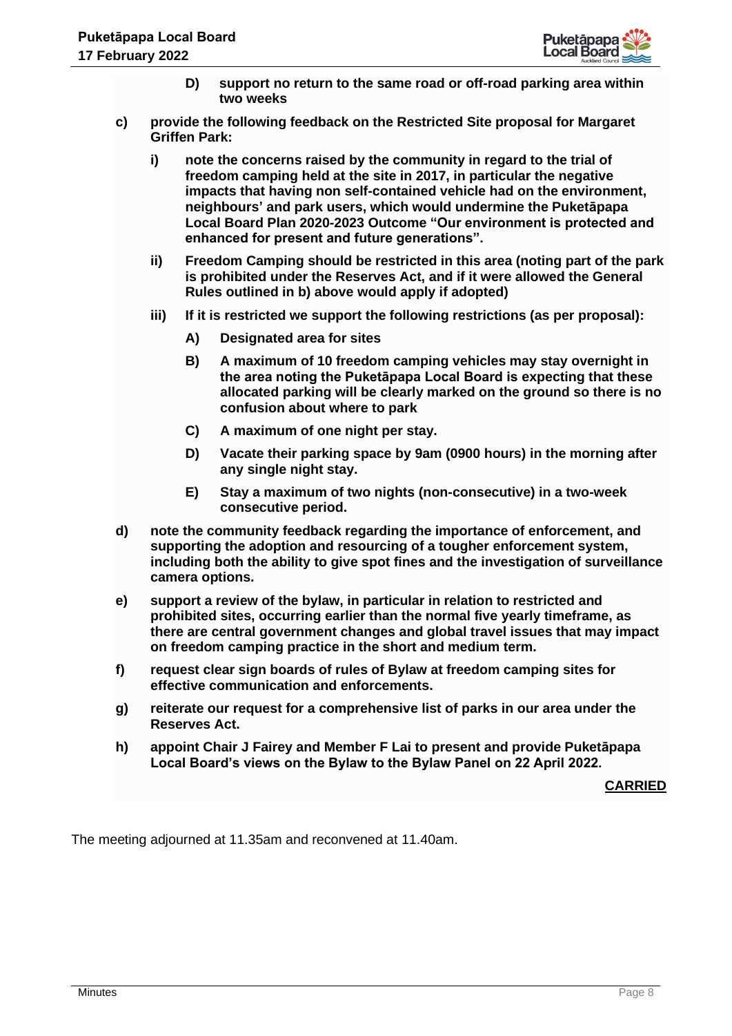- **D) support no return to the same road or off-road parking area within two weeks**

**c) provide the following feedback on the Restricted Site proposal for Margaret Griffen Park:**

- **i) note the concerns raised by the community in regard to the trial of freedom camping held at the site in 2017, in particular the negative impacts that having non self-contained vehicle had on the environment, neighbours' and park users, which would undermine the Puketāpapa Local Board Plan 2020-2023 Outcome "Our environment is protected and enhanced for present and future generations".**

- **ii) Freedom Camping should be restricted in this area (noting part of the park is prohibited under the Reserves Act, and if it were allowed the General Rules outlined in b) above would apply if adopted)**

- **iii) If it is restricted we support the following restrictions (as per proposal):**

  - **A) Designated area for sites**
  - **B) A maximum of 10 freedom camping vehicles may stay overnight in the area noting the Puketāpapa Local Board is expecting that these allocated parking will be clearly marked on the ground so there is no confusion about where to park**
  - **C) A maximum of one night per stay.**
  - **D) Vacate their parking space by 9am (0900 hours) in the morning after any single night stay.**
  - **E) Stay a maximum of two nights (non-consecutive) in a two-week consecutive period.**

**d) note the community feedback regarding the importance of enforcement, and supporting the adoption and resourcing of a tougher enforcement system, including both the ability to give spot fines and the investigation of surveillance camera options.**

**e) support a review of the bylaw, in particular in relation to restricted and prohibited sites, occurring earlier than the normal five yearly timeframe, as there are central government changes and global travel issues that may impact on freedom camping practice in the short and medium term.**

**f) request clear sign boards of rules of Bylaw at freedom camping sites for effective communication and enforcements.**

**g) reiterate our request for a comprehensive list of parks in our area under the Reserves Act.**

**h) appoint Chair J Fairey and Member F Lai to present and provide Puketāpapa Local Board's views on the Bylaw to the Bylaw Panel on 22 April 2022.**

**CARRIED**

The meeting adjourned at 11.35am and reconvened at 11.40am.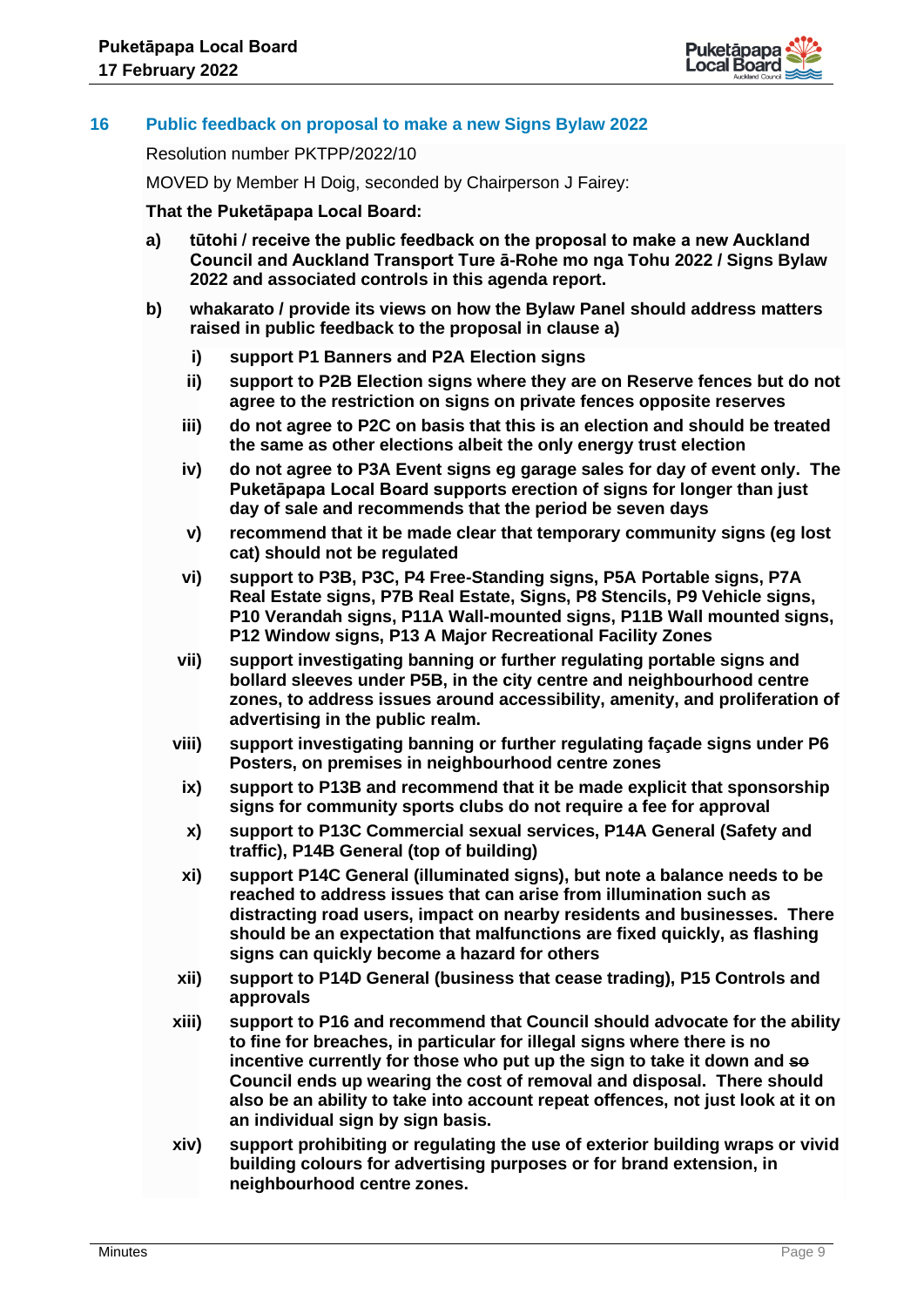## 16 Public feedback on proposal to make a new Signs Bylaw 2022

Resolution number PKTPP/2022/10

MOVED by Member H Doig, seconded by Chairperson J Fairey:

**That the Puketāpapa Local Board:**

**a) tūtohi / receive the public feedback on the proposal to make a new Auckland Council and Auckland Transport Ture ā-Rohe mo nga Tohu 2022 / Signs Bylaw 2022 and associated controls in this agenda report.**

**b) whakarato / provide its views on how the Bylaw Panel should address matters raised in public feedback to the proposal in clause a)**

- **i) support P1 Banners and P2A Election signs**
- **ii) support to P2B Election signs where they are on Reserve fences but do not agree to the restriction on signs on private fences opposite reserves**
- **iii) do not agree to P2C on basis that this is an election and should be treated the same as other elections albeit the only energy trust election**
- **iv) do not agree to P3A Event signs eg garage sales for day of event only. The Puketāpapa Local Board supports erection of signs for longer than just day of sale and recommends that the period be seven days**
- **v) recommend that it be made clear that temporary community signs (eg lost cat) should not be regulated**
- **vi) support to P3B, P3C, P4 Free-Standing signs, P5A Portable signs, P7A Real Estate signs, P7B Real Estate, Signs, P8 Stencils, P9 Vehicle signs, P10 Verandah signs, P11A Wall-mounted signs, P11B Wall mounted signs, P12 Window signs, P13 A Major Recreational Facility Zones**
- **vii) support investigating banning or further regulating portable signs and bollard sleeves under P5B, in the city centre and neighbourhood centre zones, to address issues around accessibility, amenity, and proliferation of advertising in the public realm.**
- **viii) support investigating banning or further regulating façade signs under P6 Posters, on premises in neighbourhood centre zones**
- **ix) support to P13B and recommend that it be made explicit that sponsorship signs for community sports clubs do not require a fee for approval**
- **x) support to P13C Commercial sexual services, P14A General (Safety and traffic), P14B General (top of building)**
- **xi) support P14C General (illuminated signs), but note a balance needs to be reached to address issues that can arise from illumination such as distracting road users, impact on nearby residents and businesses. There should be an expectation that malfunctions are fixed quickly, as flashing signs can quickly become a hazard for others**
- **xii) support to P14D General (business that cease trading), P15 Controls and approvals**
- **xiii) support to P16 and recommend that Council should advocate for the ability to fine for breaches, in particular for illegal signs where there is no incentive currently for those who put up the sign to take it down and ~~so~~ Council ends up wearing the cost of removal and disposal. There should also be an ability to take into account repeat offences, not just look at it on an individual sign by sign basis.**
- **xiv) support prohibiting or regulating the use of exterior building wraps or vivid building colours for advertising purposes or for brand extension, in neighbourhood centre zones.**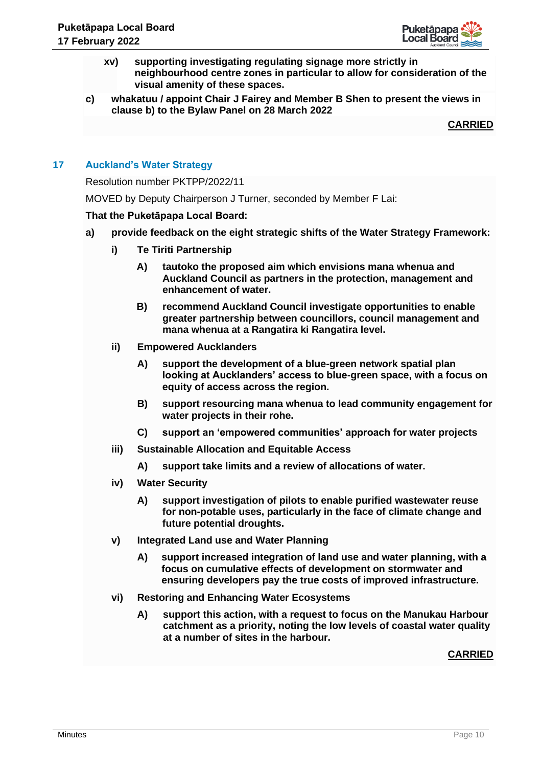**xv) supporting investigating regulating signage more strictly in neighbourhood centre zones in particular to allow for consideration of the visual amenity of these spaces.**

**c) whakatuu / appoint Chair J Fairey and Member B Shen to present the views in clause b) to the Bylaw Panel on 28 March 2022**

**CARRIED**

## 17 Auckland's Water Strategy

Resolution number PKTPP/2022/11

MOVED by Deputy Chairperson J Turner, seconded by Member F Lai:

**That the Puketāpapa Local Board:**

**a) provide feedback on the eight strategic shifts of the Water Strategy Framework:**

**i) Te Tiriti Partnership**

**A) tautoko the proposed aim which envisions mana whenua and Auckland Council as partners in the protection, management and enhancement of water.**

**B) recommend Auckland Council investigate opportunities to enable greater partnership between councillors, council management and mana whenua at a Rangatira ki Rangatira level.**

**ii) Empowered Aucklanders**

**A) support the development of a blue-green network spatial plan looking at Aucklanders' access to blue-green space, with a focus on equity of access across the region.**

**B) support resourcing mana whenua to lead community engagement for water projects in their rohe.**

**C) support an 'empowered communities' approach for water projects**

**iii) Sustainable Allocation and Equitable Access**

**A) support take limits and a review of allocations of water.**

**iv) Water Security**

**A) support investigation of pilots to enable purified wastewater reuse for non-potable uses, particularly in the face of climate change and future potential droughts.**

**v) Integrated Land use and Water Planning**

**A) support increased integration of land use and water planning, with a focus on cumulative effects of development on stormwater and ensuring developers pay the true costs of improved infrastructure.**

**vi) Restoring and Enhancing Water Ecosystems**

**A) support this action, with a request to focus on the Manukau Harbour catchment as a priority, noting the low levels of coastal water quality at a number of sites in the harbour.**

**CARRIED**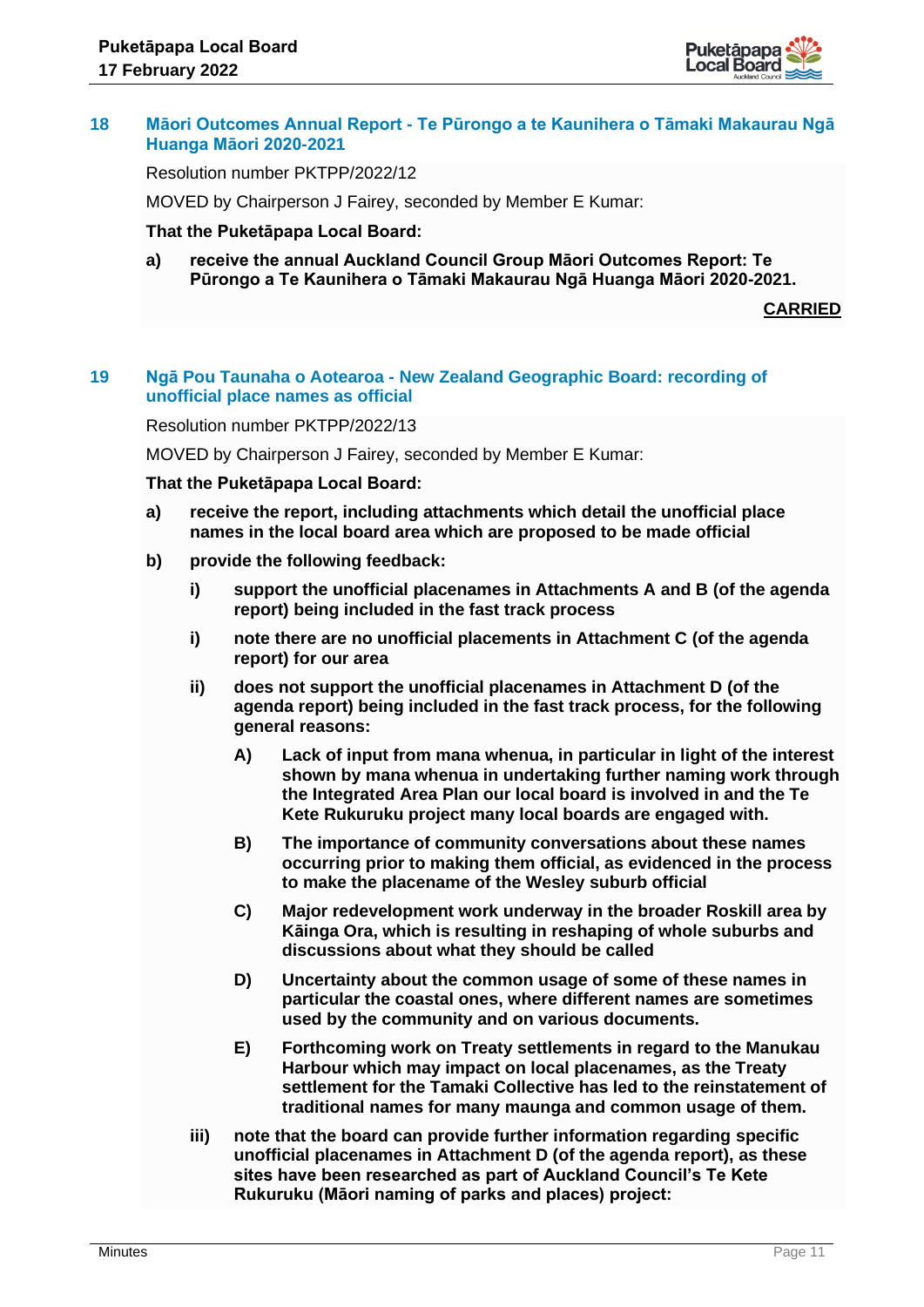## 18 Māori Outcomes Annual Report - Te Pūrongo a te Kaunihera o Tāmaki Makaurau Ngā Huanga Māori 2020-2021

Resolution number PKTPP/2022/12

MOVED by Chairperson J Fairey, seconded by Member E Kumar:

**That the Puketāpapa Local Board:**

**a) receive the annual Auckland Council Group Māori Outcomes Report: Te Pūrongo a Te Kaunihera o Tāmaki Makaurau Ngā Huanga Māori 2020-2021.**

**CARRIED**

## 19 Ngā Pou Taunaha o Aotearoa - New Zealand Geographic Board: recording of unofficial place names as official

Resolution number PKTPP/2022/13

MOVED by Chairperson J Fairey, seconded by Member E Kumar:

**That the Puketāpapa Local Board:**

**a) receive the report, including attachments which detail the unofficial place names in the local board area which are proposed to be made official**

**b) provide the following feedback:**

**i) support the unofficial placenames in Attachments A and B (of the agenda report) being included in the fast track process**

**i) note there are no unofficial placements in Attachment C (of the agenda report) for our area**

**ii) does not support the unofficial placenames in Attachment D (of the agenda report) being included in the fast track process, for the following general reasons:**

**A) Lack of input from mana whenua, in particular in light of the interest shown by mana whenua in undertaking further naming work through the Integrated Area Plan our local board is involved in and the Te Kete Rukuruku project many local boards are engaged with.**

**B) The importance of community conversations about these names occurring prior to making them official, as evidenced in the process to make the placename of the Wesley suburb official**

**C) Major redevelopment work underway in the broader Roskill area by Kāinga Ora, which is resulting in reshaping of whole suburbs and discussions about what they should be called**

**D) Uncertainty about the common usage of some of these names in particular the coastal ones, where different names are sometimes used by the community and on various documents.**

**E) Forthcoming work on Treaty settlements in regard to the Manukau Harbour which may impact on local placenames, as the Treaty settlement for the Tamaki Collective has led to the reinstatement of traditional names for many maunga and common usage of them.**

**iii) note that the board can provide further information regarding specific unofficial placenames in Attachment D (of the agenda report), as these sites have been researched as part of Auckland Council's Te Kete Rukuruku (Māori naming of parks and places) project:**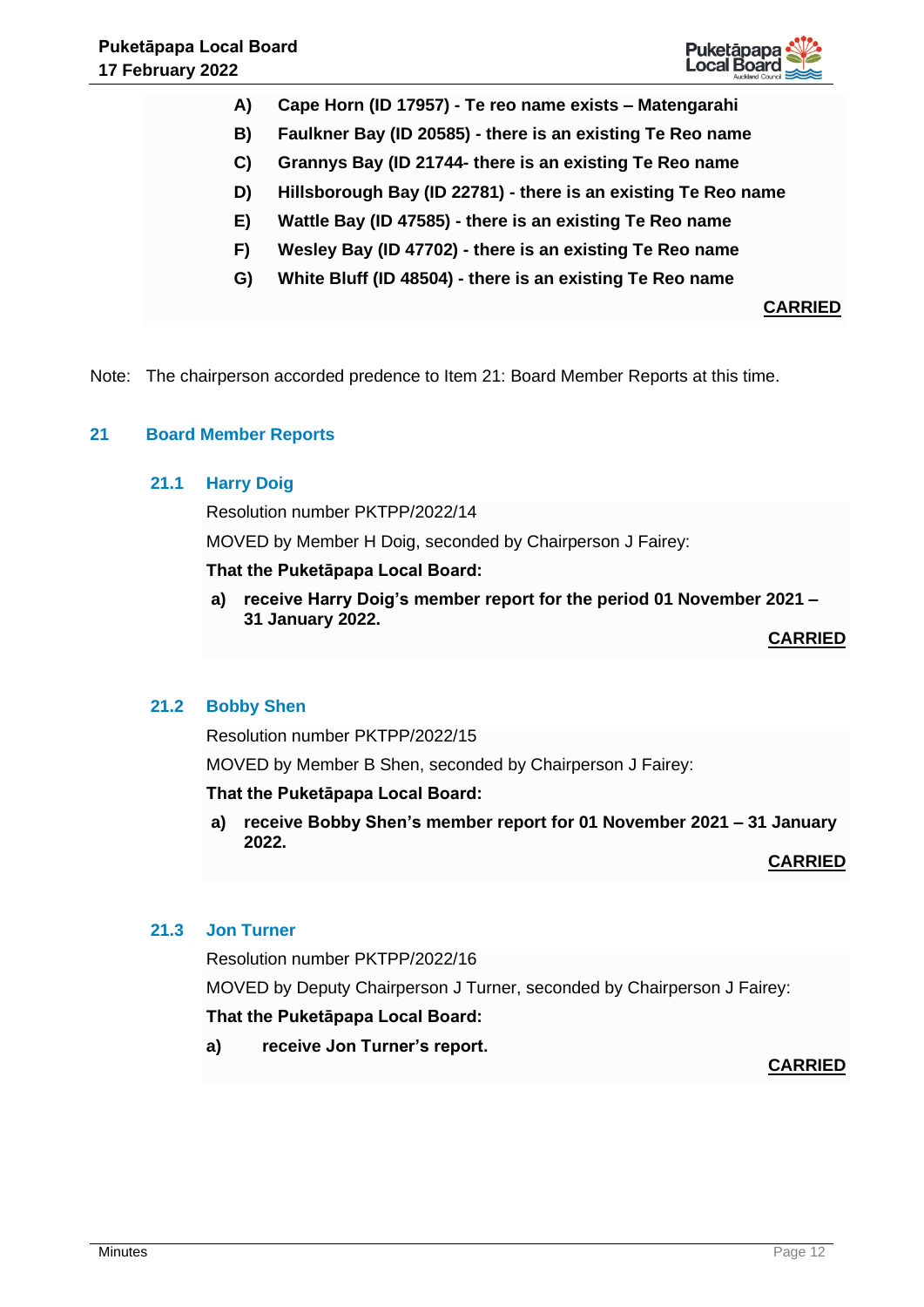**A) Cape Horn (ID 17957) - Te reo name exists – Matengarahi**

**B) Faulkner Bay (ID 20585) - there is an existing Te Reo name**

**C) Grannys Bay (ID 21744- there is an existing Te Reo name**

**D) Hillsborough Bay (ID 22781) - there is an existing Te Reo name**

**E) Wattle Bay (ID 47585) - there is an existing Te Reo name**

**F) Wesley Bay (ID 47702) - there is an existing Te Reo name**

**G) White Bluff (ID 48504) - there is an existing Te Reo name**

**CARRIED**

Note: The chairperson accorded predence to Item 21: Board Member Reports at this time.

## 21 Board Member Reports

### 21.1 Harry Doig

Resolution number PKTPP/2022/14

MOVED by Member H Doig, seconded by Chairperson J Fairey:

**That the Puketāpapa Local Board:**

**a) receive Harry Doig's member report for the period 01 November 2021 – 31 January 2022.**

**CARRIED**

### 21.2 Bobby Shen

Resolution number PKTPP/2022/15

MOVED by Member B Shen, seconded by Chairperson J Fairey:

**That the Puketāpapa Local Board:**

**a) receive Bobby Shen's member report for 01 November 2021 – 31 January 2022.**

**CARRIED**

### 21.3 Jon Turner

Resolution number PKTPP/2022/16

MOVED by Deputy Chairperson J Turner, seconded by Chairperson J Fairey:

**That the Puketāpapa Local Board:**

**a) receive Jon Turner's report.**

**CARRIED**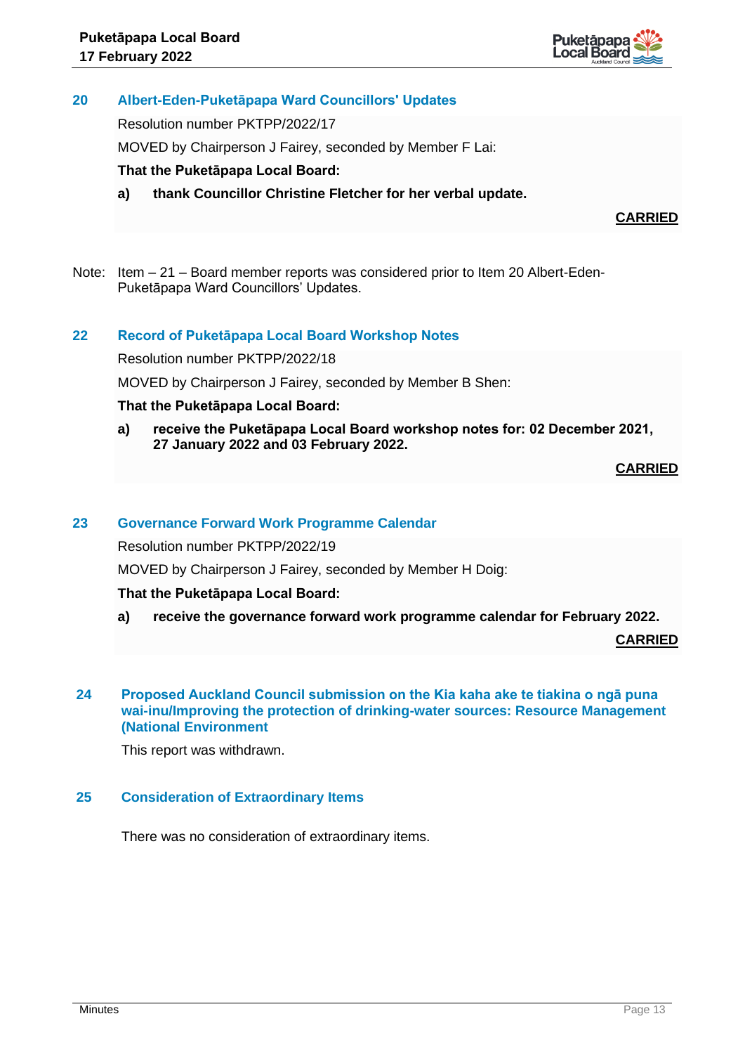## 20 Albert-Eden-Puketāpapa Ward Councillors' Updates

Resolution number PKTPP/2022/17

MOVED by Chairperson J Fairey, seconded by Member F Lai:

**That the Puketāpapa Local Board:**

**a) thank Councillor Christine Fletcher for her verbal update.**

**CARRIED**

Note: Item – 21 – Board member reports was considered prior to Item 20 Albert-Eden-Puketāpapa Ward Councillors' Updates.

## 22 Record of Puketāpapa Local Board Workshop Notes

Resolution number PKTPP/2022/18

MOVED by Chairperson J Fairey, seconded by Member B Shen:

**That the Puketāpapa Local Board:**

**a) receive the Puketāpapa Local Board workshop notes for: 02 December 2021, 27 January 2022 and 03 February 2022.**

**CARRIED**

## 23 Governance Forward Work Programme Calendar

Resolution number PKTPP/2022/19

MOVED by Chairperson J Fairey, seconded by Member H Doig:

**That the Puketāpapa Local Board:**

**a) receive the governance forward work programme calendar for February 2022.**

**CARRIED**

## 24 Proposed Auckland Council submission on the Kia kaha ake te tiakina o ngā puna wai-inu/Improving the protection of drinking-water sources: Resource Management (National Environment

This report was withdrawn.

## 25 Consideration of Extraordinary Items

There was no consideration of extraordinary items.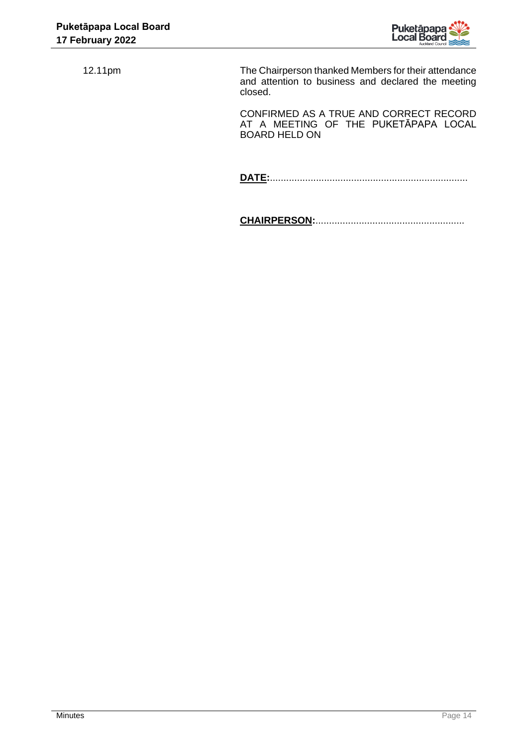12.11pm

The Chairperson thanked Members for their attendance and attention to business and declared the meeting closed.

CONFIRMED AS A TRUE AND CORRECT RECORD AT A MEETING OF THE PUKETĀPAPA LOCAL BOARD HELD ON

**DATE:**.........................................................................

**CHAIRPERSON:**.......................................................